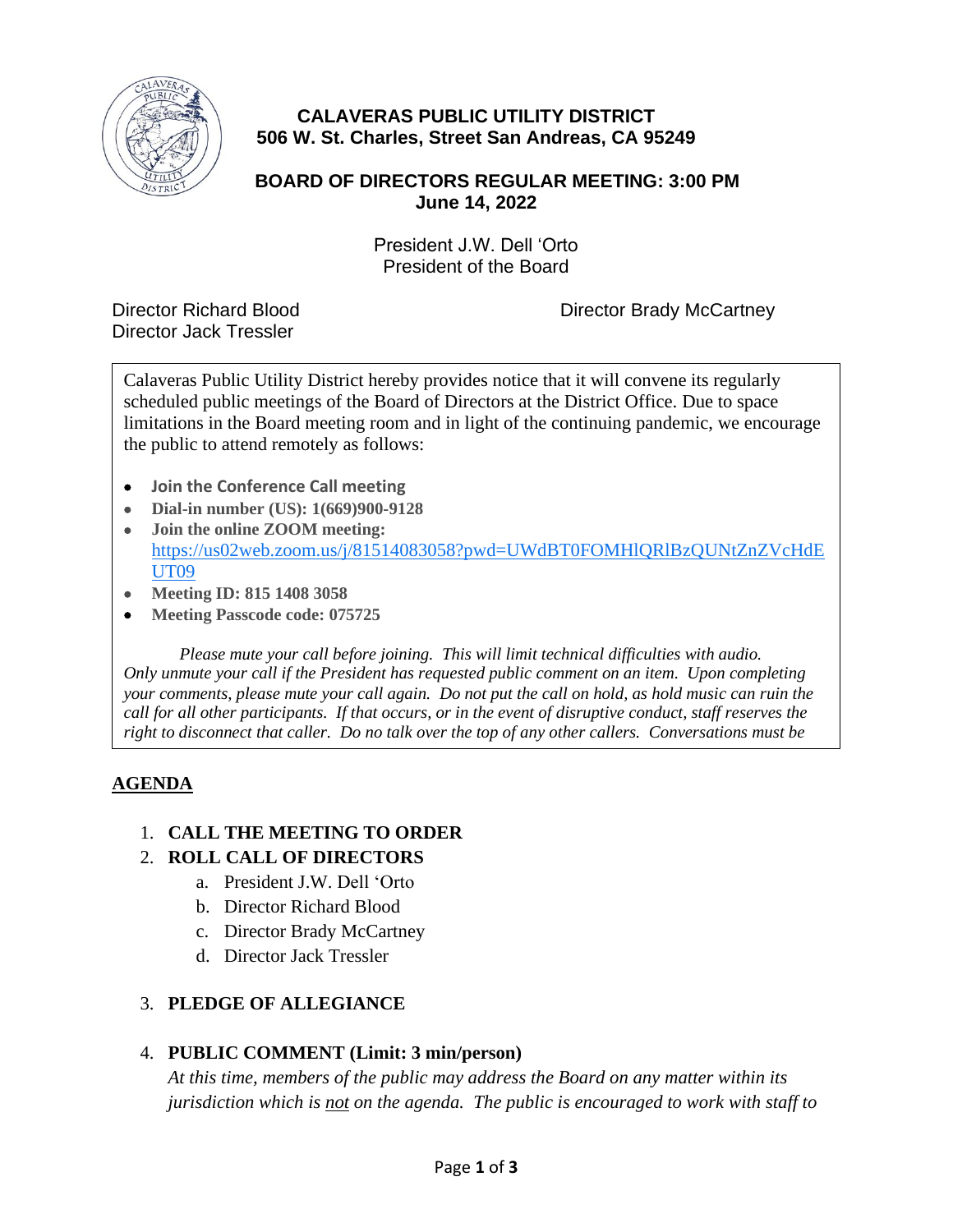# CALAVERAS PUBLIC UTILITY DISTRICT
## 506 W. St. Charles, Street San Andreas, CA 95249

## BOARD OF DIRECTORS REGULAR MEETING: 3:00 PM
## June 14, 2022

President J.W. Dell 'Orto
President of the Board

Director Richard Blood
Director Brady McCartney
Director Jack Tressler

Calaveras Public Utility District hereby provides notice that it will convene its regularly scheduled public meetings of the Board of Directors at the District Office. Due to space limitations in the Board meeting room and in light of the continuing pandemic, we encourage the public to attend remotely as follows:

- **Join the Conference Call meeting**
- **Dial-in number (US): 1(669)900-9128**
- **Join the online ZOOM meeting:** https://us02web.zoom.us/j/81514083058?pwd=UWdBT0FOMHlQRlBzQUNtZnZVcHdEUT09
- **Meeting ID: 815 1408 3058**
- **Meeting Passcode code: 075725**

*Please mute your call before joining. This will limit technical difficulties with audio. Only unmute your call if the President has requested public comment on an item. Upon completing your comments, please mute your call again. Do not put the call on hold, as hold music can ruin the call for all other participants. If that occurs, or in the event of disruptive conduct, staff reserves the right to disconnect that caller. Do no talk over the top of any other callers. Conversations must be*

## AGENDA

1. **CALL THE MEETING TO ORDER**
2. **ROLL CALL OF DIRECTORS**
   a. President J.W. Dell 'Orto
   b. Director Richard Blood
   c. Director Brady McCartney
   d. Director Jack Tressler
3. **PLEDGE OF ALLEGIANCE**
4. **PUBLIC COMMENT (Limit: 3 min/person)**
   *At this time, members of the public may address the Board on any matter within its jurisdiction which is not on the agenda. The public is encouraged to work with staff to*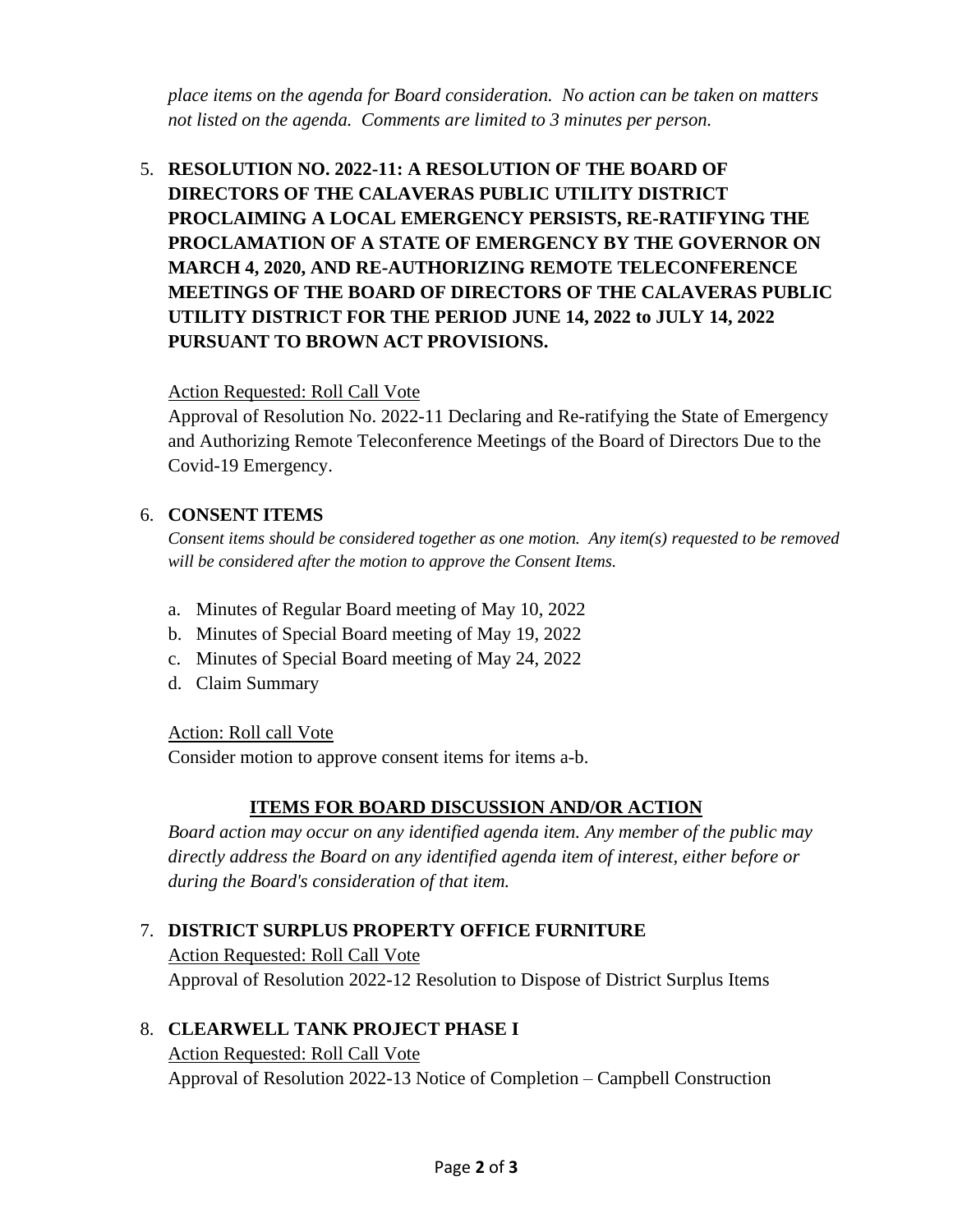*place items on the agenda for Board consideration. No action can be taken on matters not listed on the agenda. Comments are limited to 3 minutes per person.*

5. **RESOLUTION NO. 2022-11: A RESOLUTION OF THE BOARD OF DIRECTORS OF THE CALAVERAS PUBLIC UTILITY DISTRICT PROCLAIMING A LOCAL EMERGENCY PERSISTS, RE-RATIFYING THE PROCLAMATION OF A STATE OF EMERGENCY BY THE GOVERNOR ON MARCH 4, 2020, AND RE-AUTHORIZING REMOTE TELECONFERENCE MEETINGS OF THE BOARD OF DIRECTORS OF THE CALAVERAS PUBLIC UTILITY DISTRICT FOR THE PERIOD JUNE 14, 2022 to JULY 14, 2022 PURSUANT TO BROWN ACT PROVISIONS.**

   <u>Action Requested: Roll Call Vote</u>
   Approval of Resolution No. 2022-11 Declaring and Re-ratifying the State of Emergency and Authorizing Remote Teleconference Meetings of the Board of Directors Due to the Covid-19 Emergency.

6. **CONSENT ITEMS**
   *Consent items should be considered together as one motion. Any item(s) requested to be removed will be considered after the motion to approve the Consent Items.*

   a. Minutes of Regular Board meeting of May 10, 2022
   b. Minutes of Special Board meeting of May 19, 2022
   c. Minutes of Special Board meeting of May 24, 2022
   d. Claim Summary

   <u>Action: Roll call Vote</u>
   Consider motion to approve consent items for items a-b.

## ITEMS FOR BOARD DISCUSSION AND/OR ACTION

*Board action may occur on any identified agenda item. Any member of the public may directly address the Board on any identified agenda item of interest, either before or during the Board's consideration of that item.*

7. **DISTRICT SURPLUS PROPERTY OFFICE FURNITURE**
   <u>Action Requested: Roll Call Vote</u>
   Approval of Resolution 2022-12 Resolution to Dispose of District Surplus Items

8. **CLEARWELL TANK PROJECT PHASE I**
   <u>Action Requested: Roll Call Vote</u>
   Approval of Resolution 2022-13 Notice of Completion – Campbell Construction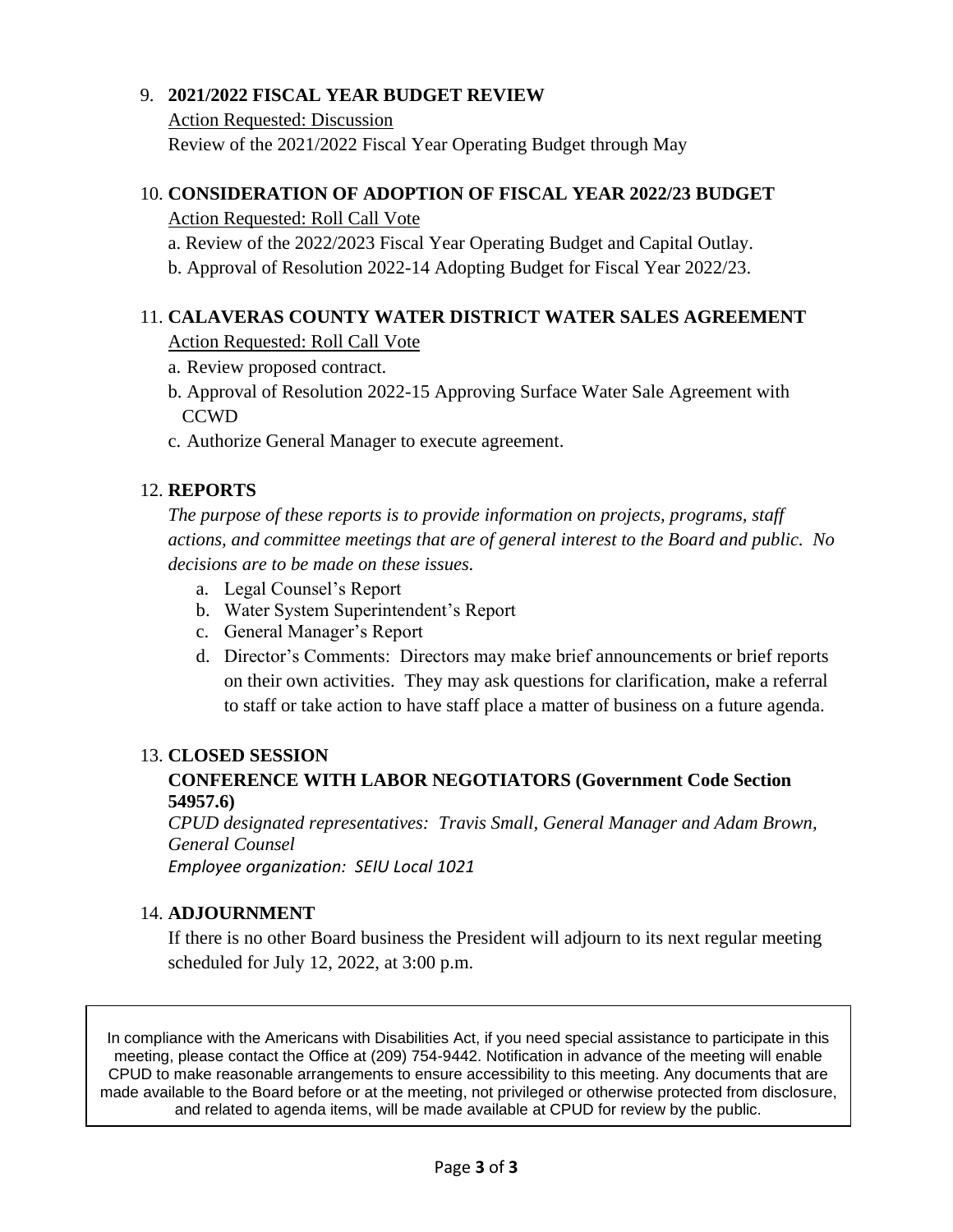9. **2021/2022 FISCAL YEAR BUDGET REVIEW**

   Action Requested: Discussion

   Review of the 2021/2022 Fiscal Year Operating Budget through May

10. **CONSIDERATION OF ADOPTION OF FISCAL YEAR 2022/23 BUDGET**

    Action Requested: Roll Call Vote

    a. Review of the 2022/2023 Fiscal Year Operating Budget and Capital Outlay.

    b. Approval of Resolution 2022-14 Adopting Budget for Fiscal Year 2022/23.

11. **CALAVERAS COUNTY WATER DISTRICT WATER SALES AGREEMENT**

    Action Requested: Roll Call Vote

    a. Review proposed contract.

    b. Approval of Resolution 2022-15 Approving Surface Water Sale Agreement with CCWD

    c. Authorize General Manager to execute agreement.

12. **REPORTS**

    *The purpose of these reports is to provide information on projects, programs, staff actions, and committee meetings that are of general interest to the Board and public. No decisions are to be made on these issues.*

    a. Legal Counsel's Report
    b. Water System Superintendent's Report
    c. General Manager's Report
    d. Director's Comments: Directors may make brief announcements or brief reports on their own activities. They may ask questions for clarification, make a referral to staff or take action to have staff place a matter of business on a future agenda.

13. **CLOSED SESSION**

    **CONFERENCE WITH LABOR NEGOTIATORS (Government Code Section 54957.6)**

    *CPUD designated representatives: Travis Small, General Manager and Adam Brown, General Counsel*

    *Employee organization: SEIU Local 1021*

14. **ADJOURNMENT**

    If there is no other Board business the President will adjourn to its next regular meeting scheduled for July 12, 2022, at 3:00 p.m.

In compliance with the Americans with Disabilities Act, if you need special assistance to participate in this meeting, please contact the Office at (209) 754-9442. Notification in advance of the meeting will enable CPUD to make reasonable arrangements to ensure accessibility to this meeting. Any documents that are made available to the Board before or at the meeting, not privileged or otherwise protected from disclosure, and related to agenda items, will be made available at CPUD for review by the public.